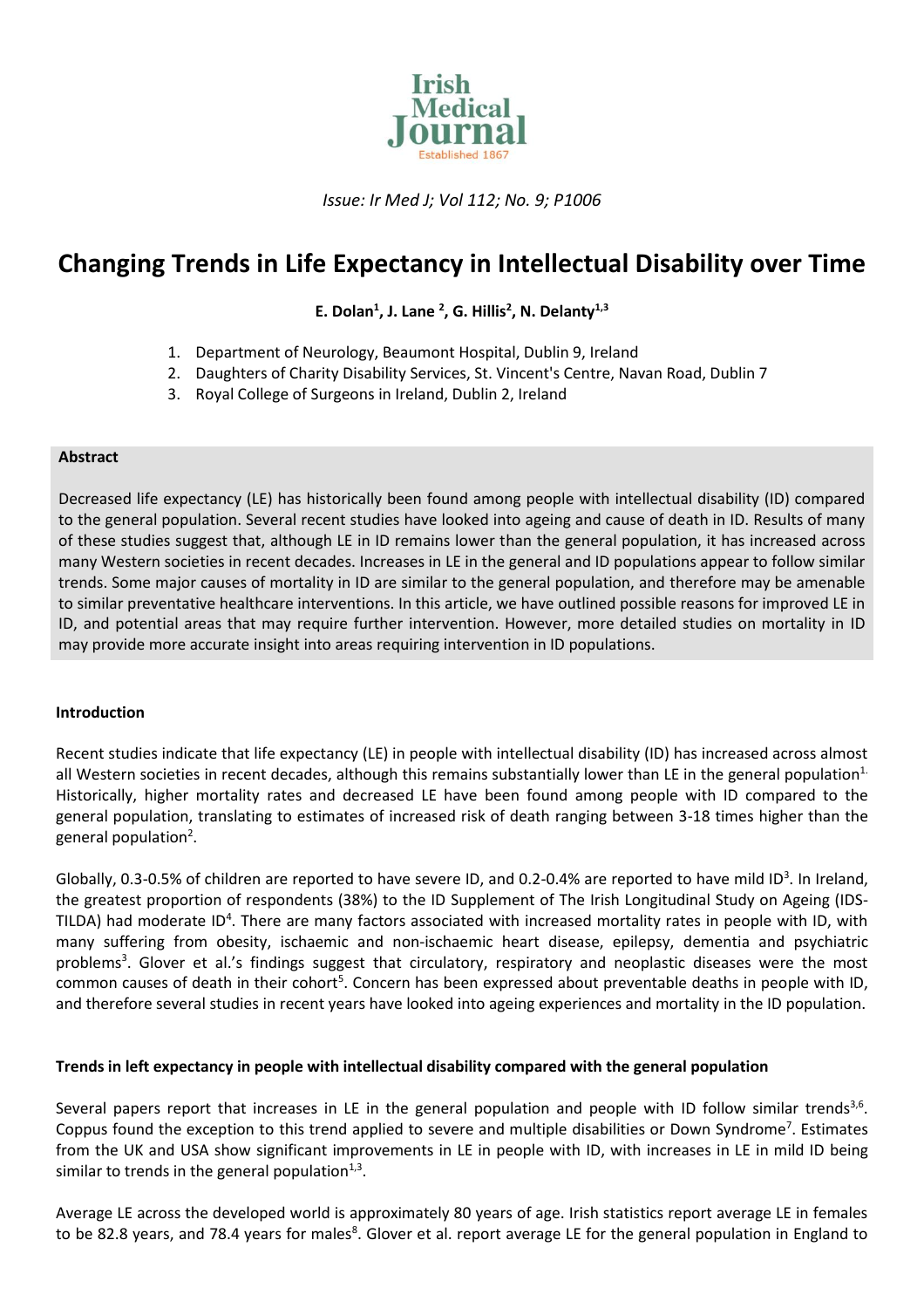Issue: Ir Med J; Vol 112; No. 9; P1006

# Changing Trends in Life Expectancy in Intellectual Disability over Time

**E. Dolan[1], J. Lane [2], G. Hillis[2], N. Delanty[1,3]**

1. Department of Neurology, Beaumont Hospital, Dublin 9, Ireland
2. Daughters of Charity Disability Services, St. Vincent's Centre, Navan Road, Dublin 7
3. Royal College of Surgeons in Ireland, Dublin 2, Ireland

**Abstract**

Decreased life expectancy (LE) has historically been found among people with intellectual disability (ID) compared to the general population. Several recent studies have looked into ageing and cause of death in ID. Results of many of these studies suggest that, although LE in ID remains lower than the general population, it has increased across many Western societies in recent decades. Increases in LE in the general and ID populations appear to follow similar trends. Some major causes of mortality in ID are similar to the general population, and therefore may be amenable to similar preventative healthcare interventions. In this article, we have outlined possible reasons for improved LE in ID, and potential areas that may require further intervention. However, more detailed studies on mortality in ID may provide more accurate insight into areas requiring intervention in ID populations.

**Introduction**

Recent studies indicate that life expectancy (LE) in people with intellectual disability (ID) has increased across almost all Western societies in recent decades, although this remains substantially lower than LE in the general population[1.] Historically, higher mortality rates and decreased LE have been found among people with ID compared to the general population, translating to estimates of increased risk of death ranging between 3-18 times higher than the general population[2].

Globally, 0.3-0.5% of children are reported to have severe ID, and 0.2-0.4% are reported to have mild ID[3]. In Ireland, the greatest proportion of respondents (38%) to the ID Supplement of The Irish Longitudinal Study on Ageing (IDS-TILDA) had moderate ID[4]. There are many factors associated with increased mortality rates in people with ID, with many suffering from obesity, ischaemic and non-ischaemic heart disease, epilepsy, dementia and psychiatric problems[3]. Glover et al.'s findings suggest that circulatory, respiratory and neoplastic diseases were the most common causes of death in their cohort[5]. Concern has been expressed about preventable deaths in people with ID, and therefore several studies in recent years have looked into ageing experiences and mortality in the ID population.

**Trends in left expectancy in people with intellectual disability compared with the general population**

Several papers report that increases in LE in the general population and people with ID follow similar trends[3,6]. Coppus found the exception to this trend applied to severe and multiple disabilities or Down Syndrome[7]. Estimates from the UK and USA show significant improvements in LE in people with ID, with increases in LE in mild ID being similar to trends in the general population[1,3].

Average LE across the developed world is approximately 80 years of age. Irish statistics report average LE in females to be 82.8 years, and 78.4 years for males[8]. Glover et al. report average LE for the general population in England to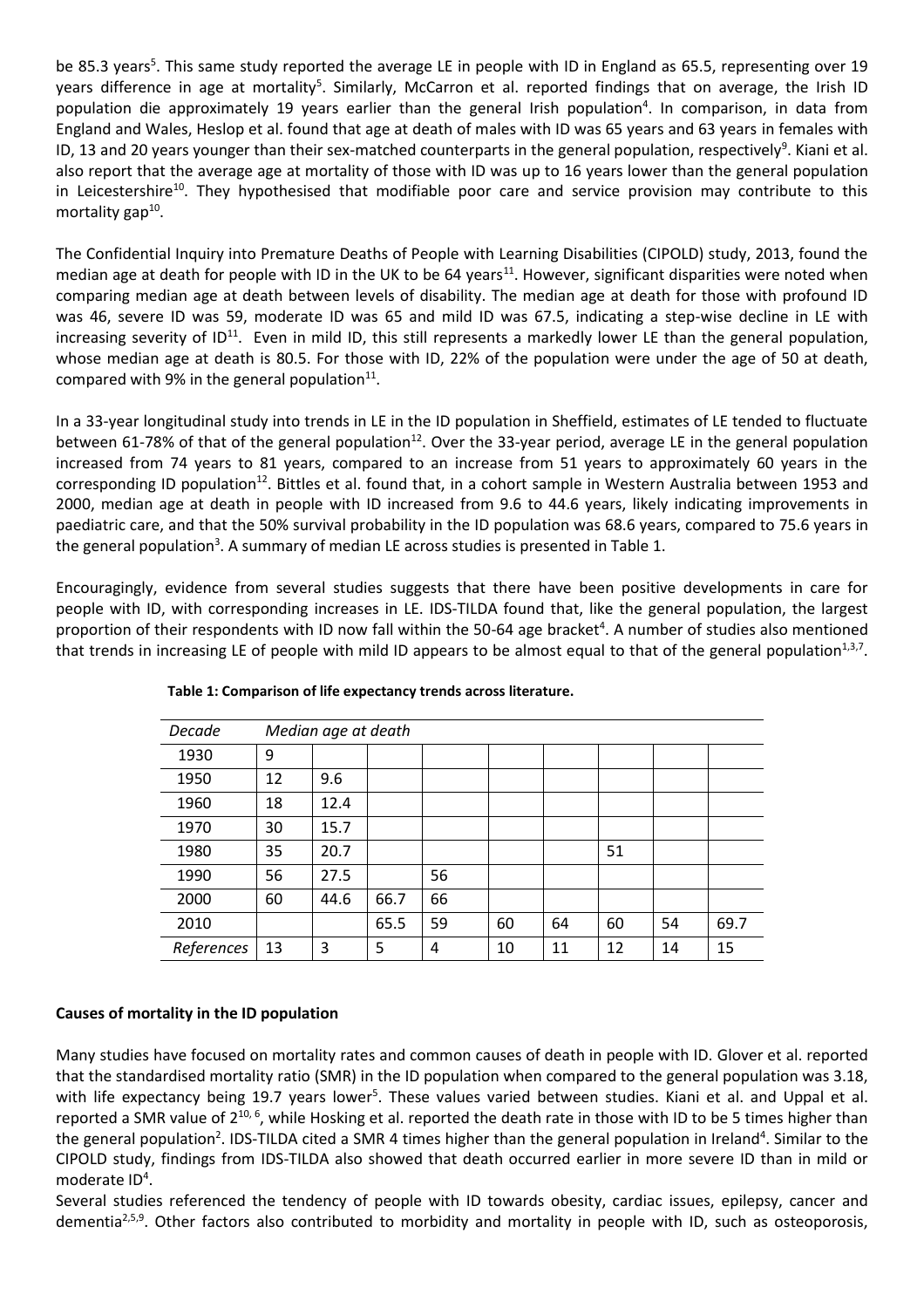be 85.3 years[5]. This same study reported the average LE in people with ID in England as 65.5, representing over 19 years difference in age at mortality[5]. Similarly, McCarron et al. reported findings that on average, the Irish ID population die approximately 19 years earlier than the general Irish population[4]. In comparison, in data from England and Wales, Heslop et al. found that age at death of males with ID was 65 years and 63 years in females with ID, 13 and 20 years younger than their sex-matched counterparts in the general population, respectively[9]. Kiani et al. also report that the average age at mortality of those with ID was up to 16 years lower than the general population in Leicestershire[10]. They hypothesised that modifiable poor care and service provision may contribute to this mortality gap[10].

The Confidential Inquiry into Premature Deaths of People with Learning Disabilities (CIPOLD) study, 2013, found the median age at death for people with ID in the UK to be 64 years[11]. However, significant disparities were noted when comparing median age at death between levels of disability. The median age at death for those with profound ID was 46, severe ID was 59, moderate ID was 65 and mild ID was 67.5, indicating a step-wise decline in LE with increasing severity of ID[11]. Even in mild ID, this still represents a markedly lower LE than the general population, whose median age at death is 80.5. For those with ID, 22% of the population were under the age of 50 at death, compared with 9% in the general population[11].

In a 33-year longitudinal study into trends in LE in the ID population in Sheffield, estimates of LE tended to fluctuate between 61-78% of that of the general population[12]. Over the 33-year period, average LE in the general population increased from 74 years to 81 years, compared to an increase from 51 years to approximately 60 years in the corresponding ID population[12]. Bittles et al. found that, in a cohort sample in Western Australia between 1953 and 2000, median age at death in people with ID increased from 9.6 to 44.6 years, likely indicating improvements in paediatric care, and that the 50% survival probability in the ID population was 68.6 years, compared to 75.6 years in the general population[3]. A summary of median LE across studies is presented in Table 1.

Encouragingly, evidence from several studies suggests that there have been positive developments in care for people with ID, with corresponding increases in LE. IDS-TILDA found that, like the general population, the largest proportion of their respondents with ID now fall within the 50-64 age bracket[4]. A number of studies also mentioned that trends in increasing LE of people with mild ID appears to be almost equal to that of the general population[1,3,7].

**Table 1: Comparison of life expectancy trends across literature.**

| *Decade* | *Median age at death* | | | | | | | | |
|---|---|---|---|---|---|---|---|---|---|
| 1930 | 9 | | | | | | | | |
| 1950 | 12 | 9.6 | | | | | | | |
| 1960 | 18 | 12.4 | | | | | | | |
| 1970 | 30 | 15.7 | | | | | | | |
| 1980 | 35 | 20.7 | | | | | 51 | | |
| 1990 | 56 | 27.5 | | 56 | | | | | |
| 2000 | 60 | 44.6 | 66.7 | 66 | | | | | |
| 2010 | | | 65.5 | 59 | 60 | 64 | 60 | 54 | 69.7 |
| *References* | 13 | 3 | 5 | 4 | 10 | 11 | 12 | 14 | 15 |

**Causes of mortality in the ID population**

Many studies have focused on mortality rates and common causes of death in people with ID. Glover et al. reported that the standardised mortality ratio (SMR) in the ID population when compared to the general population was 3.18, with life expectancy being 19.7 years lower[5]. These values varied between studies. Kiani et al. and Uppal et al. reported a SMR value of 2[10, 6], while Hosking et al. reported the death rate in those with ID to be 5 times higher than the general population[2]. IDS-TILDA cited a SMR 4 times higher than the general population in Ireland[4]. Similar to the CIPOLD study, findings from IDS-TILDA also showed that death occurred earlier in more severe ID than in mild or moderate ID[4].

Several studies referenced the tendency of people with ID towards obesity, cardiac issues, epilepsy, cancer and dementia[2,5,9]. Other factors also contributed to morbidity and mortality in people with ID, such as osteoporosis,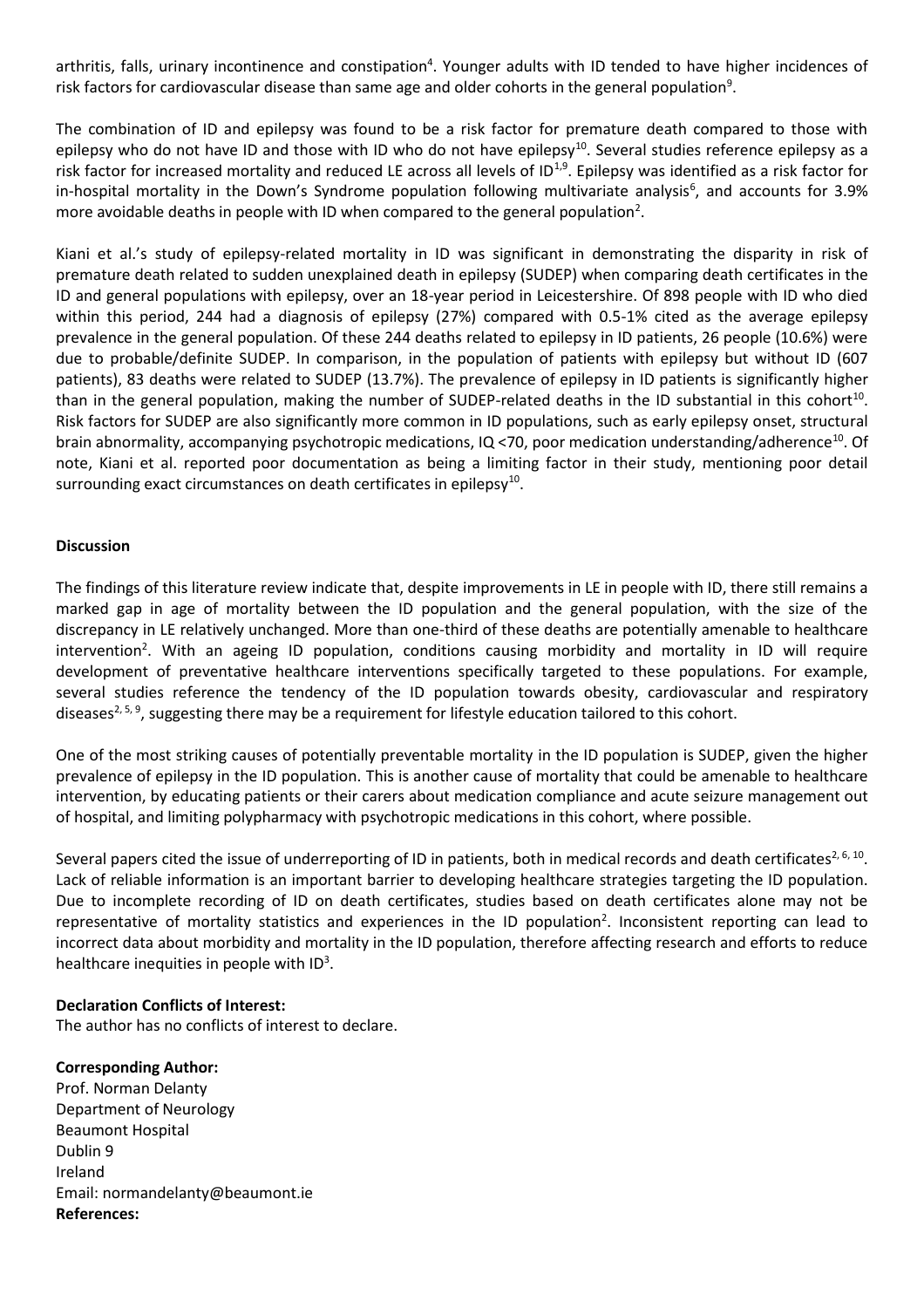arthritis, falls, urinary incontinence and constipation[4]. Younger adults with ID tended to have higher incidences of risk factors for cardiovascular disease than same age and older cohorts in the general population[9].

The combination of ID and epilepsy was found to be a risk factor for premature death compared to those with epilepsy who do not have ID and those with ID who do not have epilepsy[10]. Several studies reference epilepsy as a risk factor for increased mortality and reduced LE across all levels of ID[1,9]. Epilepsy was identified as a risk factor for in-hospital mortality in the Down's Syndrome population following multivariate analysis[6], and accounts for 3.9% more avoidable deaths in people with ID when compared to the general population[2].

Kiani et al.'s study of epilepsy-related mortality in ID was significant in demonstrating the disparity in risk of premature death related to sudden unexplained death in epilepsy (SUDEP) when comparing death certificates in the ID and general populations with epilepsy, over an 18-year period in Leicestershire. Of 898 people with ID who died within this period, 244 had a diagnosis of epilepsy (27%) compared with 0.5-1% cited as the average epilepsy prevalence in the general population. Of these 244 deaths related to epilepsy in ID patients, 26 people (10.6%) were due to probable/definite SUDEP. In comparison, in the population of patients with epilepsy but without ID (607 patients), 83 deaths were related to SUDEP (13.7%). The prevalence of epilepsy in ID patients is significantly higher than in the general population, making the number of SUDEP-related deaths in the ID substantial in this cohort[10]. Risk factors for SUDEP are also significantly more common in ID populations, such as early epilepsy onset, structural brain abnormality, accompanying psychotropic medications, IQ <70, poor medication understanding/adherence[10]. Of note, Kiani et al. reported poor documentation as being a limiting factor in their study, mentioning poor detail surrounding exact circumstances on death certificates in epilepsy[10].

**Discussion**

The findings of this literature review indicate that, despite improvements in LE in people with ID, there still remains a marked gap in age of mortality between the ID population and the general population, with the size of the discrepancy in LE relatively unchanged. More than one-third of these deaths are potentially amenable to healthcare intervention[2]. With an ageing ID population, conditions causing morbidity and mortality in ID will require development of preventative healthcare interventions specifically targeted to these populations. For example, several studies reference the tendency of the ID population towards obesity, cardiovascular and respiratory diseases[2, 5, 9], suggesting there may be a requirement for lifestyle education tailored to this cohort.

One of the most striking causes of potentially preventable mortality in the ID population is SUDEP, given the higher prevalence of epilepsy in the ID population. This is another cause of mortality that could be amenable to healthcare intervention, by educating patients or their carers about medication compliance and acute seizure management out of hospital, and limiting polypharmacy with psychotropic medications in this cohort, where possible.

Several papers cited the issue of underreporting of ID in patients, both in medical records and death certificates[2, 6, 10]. Lack of reliable information is an important barrier to developing healthcare strategies targeting the ID population. Due to incomplete recording of ID on death certificates, studies based on death certificates alone may not be representative of mortality statistics and experiences in the ID population[2]. Inconsistent reporting can lead to incorrect data about morbidity and mortality in the ID population, therefore affecting research and efforts to reduce healthcare inequities in people with ID[3].

**Declaration Conflicts of Interest:**
The author has no conflicts of interest to declare.

**Corresponding Author:**
Prof. Norman Delanty
Department of Neurology
Beaumont Hospital
Dublin 9
Ireland
Email: normandelanty@beaumont.ie

**References:**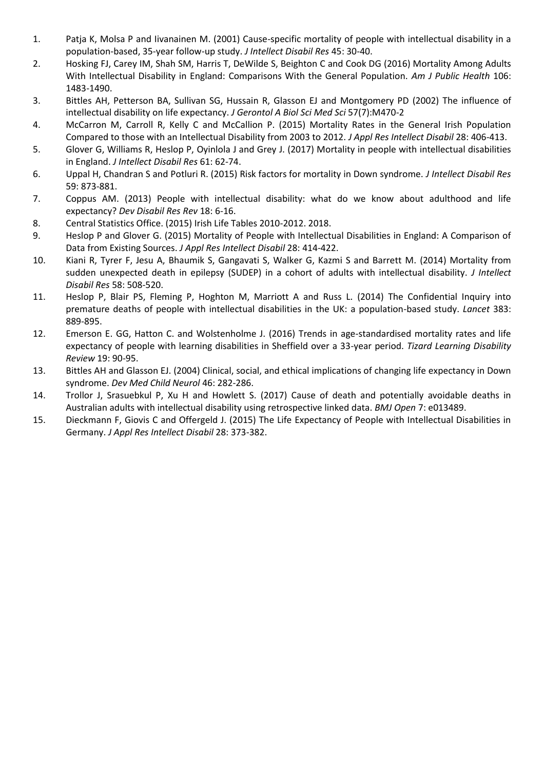1. Patja K, Molsa P and Iivanainen M. (2001) Cause-specific mortality of people with intellectual disability in a population-based, 35-year follow-up study. *J Intellect Disabil Res* 45: 30-40.
2. Hosking FJ, Carey IM, Shah SM, Harris T, DeWilde S, Beighton C and Cook DG (2016) Mortality Among Adults With Intellectual Disability in England: Comparisons With the General Population. *Am J Public Health* 106: 1483-1490.
3. Bittles AH, Petterson BA, Sullivan SG, Hussain R, Glasson EJ and Montgomery PD (2002) The influence of intellectual disability on life expectancy. *J Gerontol A Biol Sci Med Sci* 57(7):M470-2
4. McCarron M, Carroll R, Kelly C and McCallion P. (2015) Mortality Rates in the General Irish Population Compared to those with an Intellectual Disability from 2003 to 2012. *J Appl Res Intellect Disabil* 28: 406-413.
5. Glover G, Williams R, Heslop P, Oyinlola J and Grey J. (2017) Mortality in people with intellectual disabilities in England. *J Intellect Disabil Res* 61: 62-74.
6. Uppal H, Chandran S and Potluri R. (2015) Risk factors for mortality in Down syndrome. *J Intellect Disabil Res* 59: 873-881.
7. Coppus AM. (2013) People with intellectual disability: what do we know about adulthood and life expectancy? *Dev Disabil Res Rev* 18: 6-16.
8. Central Statistics Office. (2015) Irish Life Tables 2010-2012. 2018.
9. Heslop P and Glover G. (2015) Mortality of People with Intellectual Disabilities in England: A Comparison of Data from Existing Sources. *J Appl Res Intellect Disabil* 28: 414-422.
10. Kiani R, Tyrer F, Jesu A, Bhaumik S, Gangavati S, Walker G, Kazmi S and Barrett M. (2014) Mortality from sudden unexpected death in epilepsy (SUDEP) in a cohort of adults with intellectual disability. *J Intellect Disabil Res* 58: 508-520.
11. Heslop P, Blair PS, Fleming P, Hoghton M, Marriott A and Russ L. (2014) The Confidential Inquiry into premature deaths of people with intellectual disabilities in the UK: a population-based study. *Lancet* 383: 889-895.
12. Emerson E. GG, Hatton C. and Wolstenholme J. (2016) Trends in age-standardised mortality rates and life expectancy of people with learning disabilities in Sheffield over a 33-year period. *Tizard Learning Disability Review* 19: 90-95.
13. Bittles AH and Glasson EJ. (2004) Clinical, social, and ethical implications of changing life expectancy in Down syndrome. *Dev Med Child Neurol* 46: 282-286.
14. Trollor J, Srasuebkul P, Xu H and Howlett S. (2017) Cause of death and potentially avoidable deaths in Australian adults with intellectual disability using retrospective linked data. *BMJ Open* 7: e013489.
15. Dieckmann F, Giovis C and Offergeld J. (2015) The Life Expectancy of People with Intellectual Disabilities in Germany. *J Appl Res Intellect Disabil* 28: 373-382.